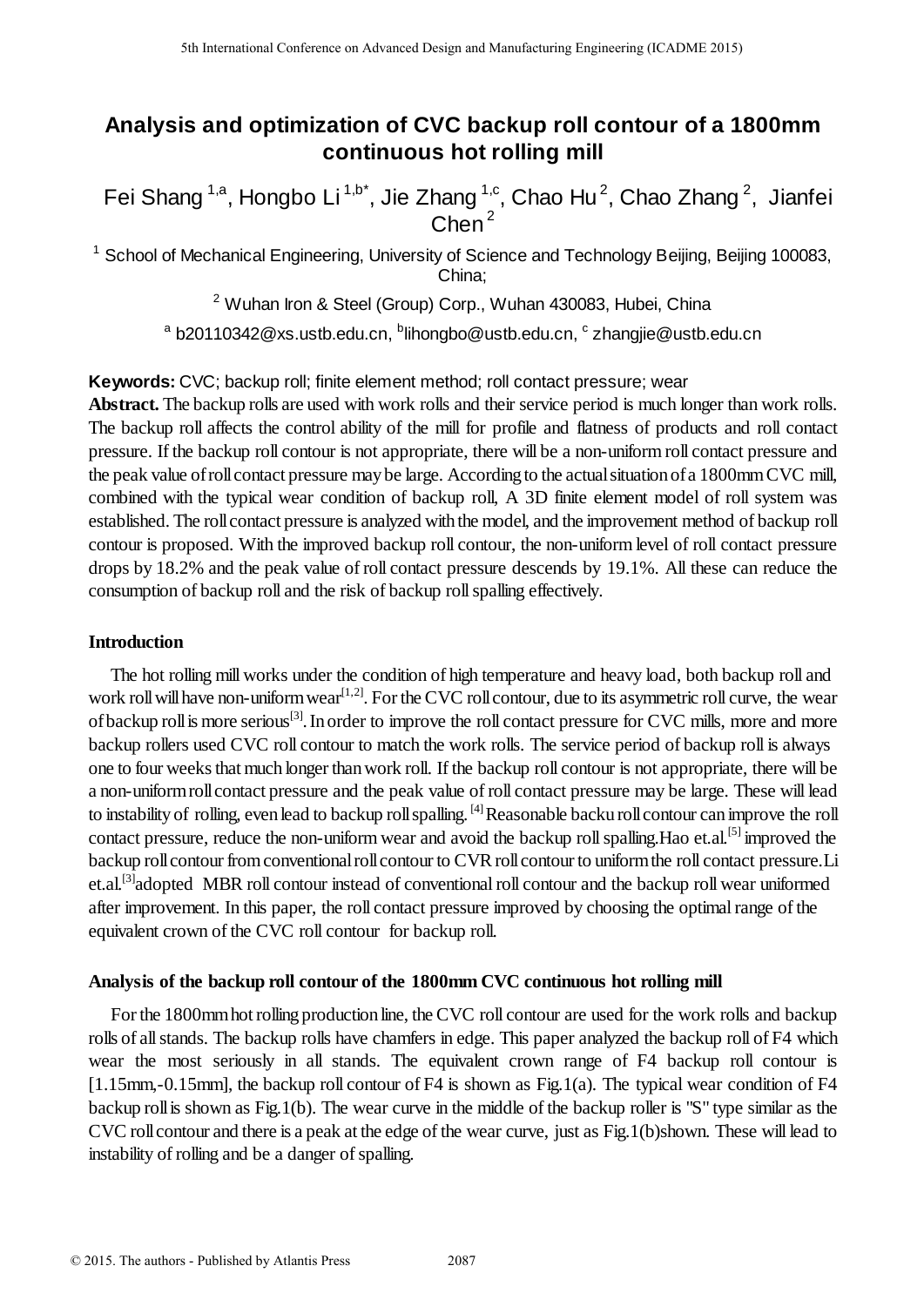# Analysis and optimization of CVC backup roll contour of a 1800mm continuous hot rolling mill

Fei Shang [1,a], Hongbo Li [1,b*], Jie Zhang [1,c], Chao Hu [2], Chao Zhang [2], Jianfei Chen [2]

[1] School of Mechanical Engineering, University of Science and Technology Beijing, Beijing 100083, China;

[2] Wuhan Iron & Steel (Group) Corp., Wuhan 430083, Hubei, China

[a] b20110342@xs.ustb.edu.cn, [b]lihongbo@ustb.edu.cn, [c] zhangjie@ustb.edu.cn

**Keywords:** CVC; backup roll; finite element method; roll contact pressure; wear

**Abstract.** The backup rolls are used with work rolls and their service period is much longer than work rolls. The backup roll affects the control ability of the mill for profile and flatness of products and roll contact pressure. If the backup roll contour is not appropriate, there will be a non-uniform roll contact pressure and the peak value of roll contact pressure may be large. According to the actual situation of a 1800mm CVC mill, combined with the typical wear condition of backup roll, A 3D finite element model of roll system was established. The roll contact pressure is analyzed with the model, and the improvement method of backup roll contour is proposed. With the improved backup roll contour, the non-uniform level of roll contact pressure drops by 18.2% and the peak value of roll contact pressure descends by 19.1%. All these can reduce the consumption of backup roll and the risk of backup roll spalling effectively.

## Introduction

The hot rolling mill works under the condition of high temperature and heavy load, both backup roll and work roll will have non-uniform wear[1,2]. For the CVC roll contour, due to its asymmetric roll curve, the wear of backup roll is more serious[3]. In order to improve the roll contact pressure for CVC mills, more and more backup rollers used CVC roll contour to match the work rolls. The service period of backup roll is always one to four weeks that much longer than work roll. If the backup roll contour is not appropriate, there will be a non-uniform roll contact pressure and the peak value of roll contact pressure may be large. These will lead to instability of rolling, even lead to backup roll spalling. [4] Reasonable backu roll contour can improve the roll contact pressure, reduce the non-uniform wear and avoid the backup roll spalling.Hao et.al.[5] improved the backup roll contour from conventional roll contour to CVR roll contour to uniform the roll contact pressure.Li et.al.[3]adopted MBR roll contour instead of conventional roll contour and the backup roll wear uniformed after improvement. In this paper, the roll contact pressure improved by choosing the optimal range of the equivalent crown of the CVC roll contour for backup roll.

## Analysis of the backup roll contour of the 1800mm CVC continuous hot rolling mill

For the 1800mm hot rolling production line, the CVC roll contour are used for the work rolls and backup rolls of all stands. The backup rolls have chamfers in edge. This paper analyzed the backup roll of F4 which wear the most seriously in all stands. The equivalent crown range of F4 backup roll contour is [1.15mm,-0.15mm], the backup roll contour of F4 is shown as Fig.1(a). The typical wear condition of F4 backup roll is shown as Fig.1(b). The wear curve in the middle of the backup roller is "S" type similar as the CVC roll contour and there is a peak at the edge of the wear curve, just as Fig.1(b)shown. These will lead to instability of rolling and be a danger of spalling.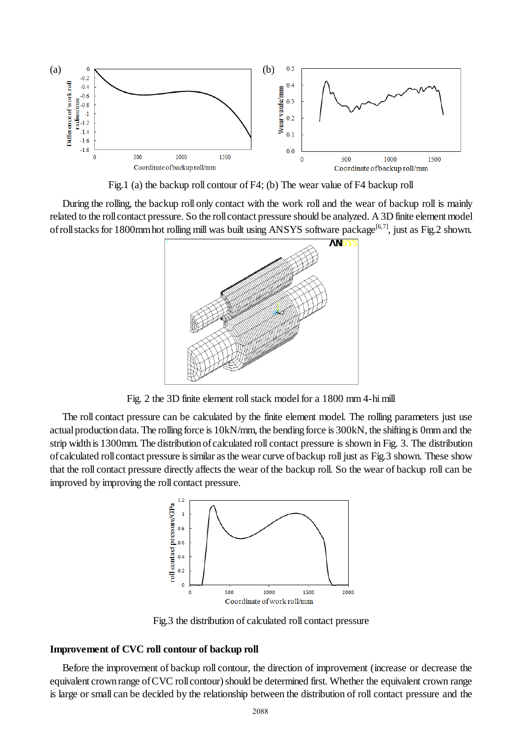Fig.1 (a) the backup roll contour of F4; (b) The wear value of F4 backup roll

During the rolling, the backup roll only contact with the work roll and the wear of backup roll is mainly related to the roll contact pressure. So the roll contact pressure should be analyzed. A 3D finite element model of roll stacks for 1800mm hot rolling mill was built using ANSYS software package[6,7], just as Fig.2 shown.

Fig. 2 the 3D finite element roll stack model for a 1800 mm 4-hi mill

The roll contact pressure can be calculated by the finite element model. The rolling parameters just use actual production data. The rolling force is 10kN/mm, the bending force is 300kN, the shifting is 0mm and the strip width is 1300mm. The distribution of calculated roll contact pressure is shown in Fig. 3. The distribution of calculated roll contact pressure is similar as the wear curve of backup roll just as Fig.3 shown. These show that the roll contact pressure directly affects the wear of the backup roll. So the wear of backup roll can be improved by improving the roll contact pressure.

Fig.3 the distribution of calculated roll contact pressure

**Improvement of CVC roll contour of backup roll**

Before the improvement of backup roll contour, the direction of improvement (increase or decrease the equivalent crown range of CVC roll contour) should be determined first. Whether the equivalent crown range is large or small can be decided by the relationship between the distribution of roll contact pressure and the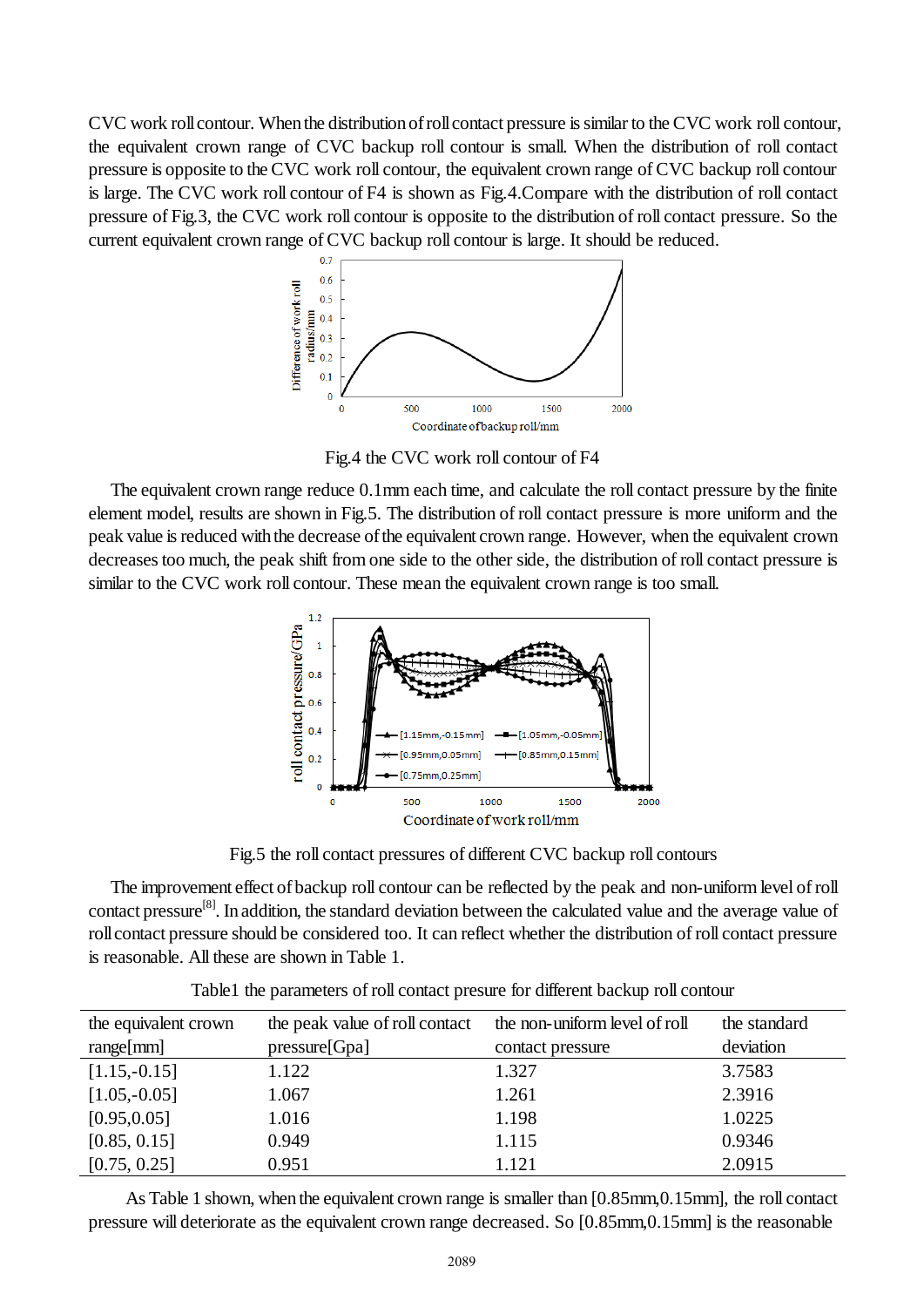CVC work roll contour. When the distribution of roll contact pressure is similar to the CVC work roll contour, the equivalent crown range of CVC backup roll contour is small. When the distribution of roll contact pressure is opposite to the CVC work roll contour, the equivalent crown range of CVC backup roll contour is large. The CVC work roll contour of F4 is shown as Fig.4.Compare with the distribution of roll contact pressure of Fig.3, the CVC work roll contour is opposite to the distribution of roll contact pressure. So the current equivalent crown range of CVC backup roll contour is large. It should be reduced.

Fig.4 the CVC work roll contour of F4

The equivalent crown range reduce 0.1mm each time, and calculate the roll contact pressure by the finite element model, results are shown in Fig.5. The distribution of roll contact pressure is more uniform and the peak value is reduced with the decrease of the equivalent crown range. However, when the equivalent crown decreases too much, the peak shift from one side to the other side, the distribution of roll contact pressure is similar to the CVC work roll contour. These mean the equivalent crown range is too small.

Fig.5 the roll contact pressures of different CVC backup roll contours

The improvement effect of backup roll contour can be reflected by the peak and non-uniform level of roll contact pressure[8]. In addition, the standard deviation between the calculated value and the average value of roll contact pressure should be considered too. It can reflect whether the distribution of roll contact pressure is reasonable. All these are shown in Table 1.

Table1 the parameters of roll contact presure for different backup roll contour

| the equivalent crown range[mm] | the peak value of roll contact pressure[Gpa] | the non-uniform level of roll contact pressure | the standard deviation |
|---|---|---|---|
| [1.15,-0.15] | 1.122 | 1.327 | 3.7583 |
| [1.05,-0.05] | 1.067 | 1.261 | 2.3916 |
| [0.95,0.05] | 1.016 | 1.198 | 1.0225 |
| [0.85, 0.15] | 0.949 | 1.115 | 0.9346 |
| [0.75, 0.25] | 0.951 | 1.121 | 2.0915 |

As Table 1 shown, when the equivalent crown range is smaller than [0.85mm,0.15mm], the roll contact pressure will deteriorate as the equivalent crown range decreased. So [0.85mm,0.15mm] is the reasonable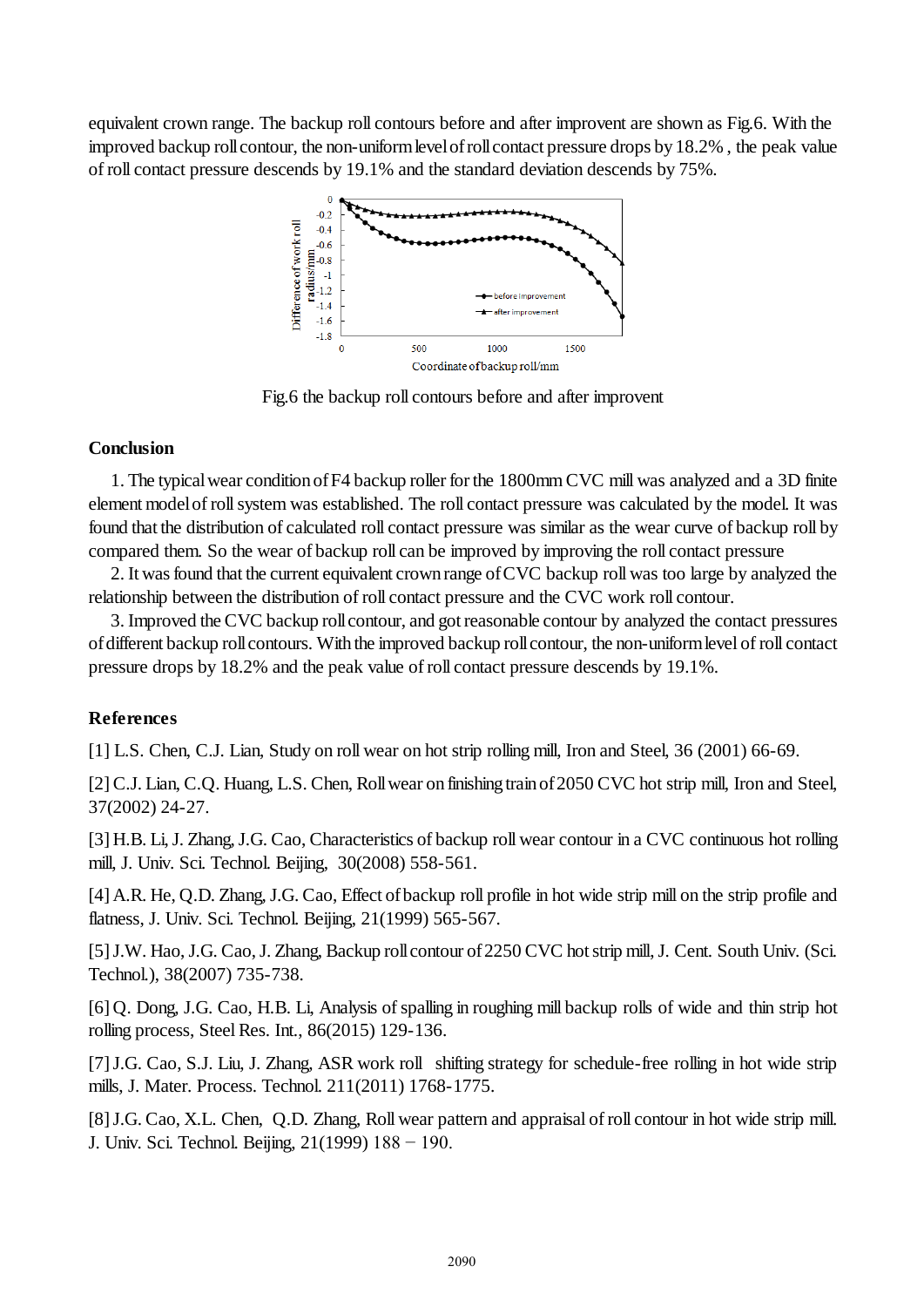equivalent crown range. The backup roll contours before and after improvent are shown as Fig.6. With the improved backup roll contour, the non-uniform level of roll contact pressure drops by 18.2% , the peak value of roll contact pressure descends by 19.1% and the standard deviation descends by 75%.

0
-0.2
-0.4
-0.6
-0.8
-1
-1.2
-1.4
-1.6
-1.8
Difference of work roll radius/mm
0
500
1000
1500
Coordinate of backup roll/mm
before Improvement
after improvement

Fig.6 the backup roll contours before and after improvent

## Conclusion

1. The typical wear condition of F4 backup roller for the 1800mm CVC mill was analyzed and a 3D finite element model of roll system was established. The roll contact pressure was calculated by the model. It was found that the distribution of calculated roll contact pressure was similar as the wear curve of backup roll by compared them. So the wear of backup roll can be improved by improving the roll contact pressure

2. It was found that the current equivalent crown range of CVC backup roll was too large by analyzed the relationship between the distribution of roll contact pressure and the CVC work roll contour.

3. Improved the CVC backup roll contour, and got reasonable contour by analyzed the contact pressures of different backup roll contours. With the improved backup roll contour, the non-uniform level of roll contact pressure drops by 18.2% and the peak value of roll contact pressure descends by 19.1%.

## References

[1] L.S. Chen, C.J. Lian, Study on roll wear on hot strip rolling mill, Iron and Steel, 36 (2001) 66-69.

[2] C.J. Lian, C.Q. Huang, L.S. Chen, Roll wear on finishing train of 2050 CVC hot strip mill, Iron and Steel, 37(2002) 24-27.

[3] H.B. Li, J. Zhang, J.G. Cao, Characteristics of backup roll wear contour in a CVC continuous hot rolling mill, J. Univ. Sci. Technol. Beijing, 30(2008) 558-561.

[4] A.R. He, Q.D. Zhang, J.G. Cao, Effect of backup roll profile in hot wide strip mill on the strip profile and flatness, J. Univ. Sci. Technol. Beijing, 21(1999) 565-567.

[5] J.W. Hao, J.G. Cao, J. Zhang, Backup roll contour of 2250 CVC hot strip mill, J. Cent. South Univ. (Sci. Technol.), 38(2007) 735-738.

[6] Q. Dong, J.G. Cao, H.B. Li, Analysis of spalling in roughing mill backup rolls of wide and thin strip hot rolling process, Steel Res. Int., 86(2015) 129-136.

[7] J.G. Cao, S.J. Liu, J. Zhang, ASR work roll shifting strategy for schedule-free rolling in hot wide strip mills, J. Mater. Process. Technol. 211(2011) 1768-1775.

[8] J.G. Cao, X.L. Chen, Q.D. Zhang, Roll wear pattern and appraisal of roll contour in hot wide strip mill. J. Univ. Sci. Technol. Beijing, 21(1999) 188 − 190.